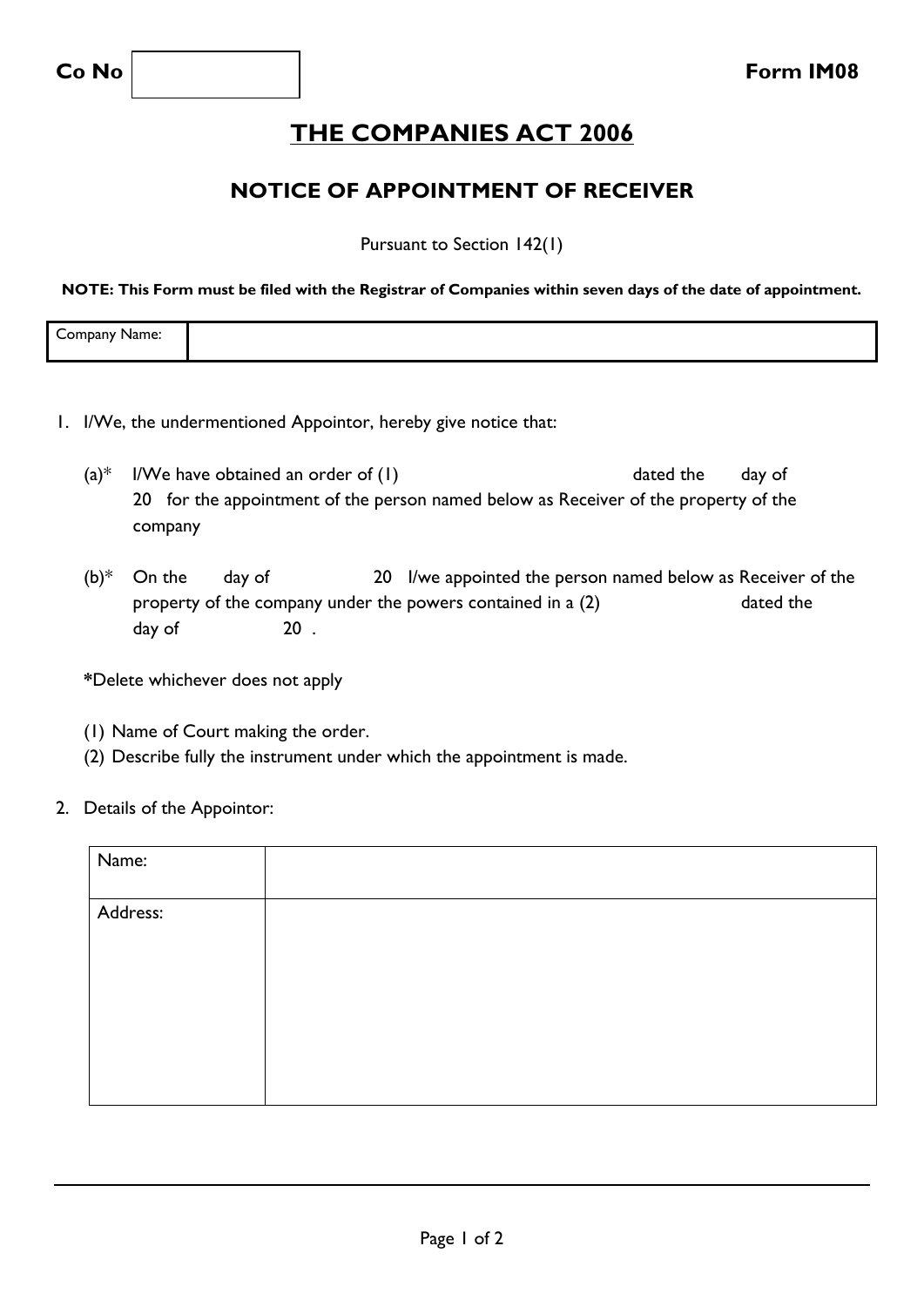| **Co No** | | **Form IM08** |
|---|---|---|

# THE COMPANIES ACT 2006

## NOTICE OF APPOINTMENT OF RECEIVER

Pursuant to Section 142(1)

**NOTE: This Form must be filed with the Registrar of Companies within seven days of the date of appointment.**

| Company Name: | |
|---|---|

1. I/We, the undermentioned Appointor, hereby give notice that:

   (a)* I/We have obtained an order of (1) dated the day of 20 for the appointment of the person named below as Receiver of the property of the company

   (b)* On the day of 20 I/we appointed the person named below as Receiver of the property of the company under the powers contained in a (2) dated the day of 20 .

   ***Delete whichever does not apply**

   (1) Name of Court making the order.
   (2) Describe fully the instrument under which the appointment is made.

2. Details of the Appointor:

| Name: | |
|---|---|
| Address: | |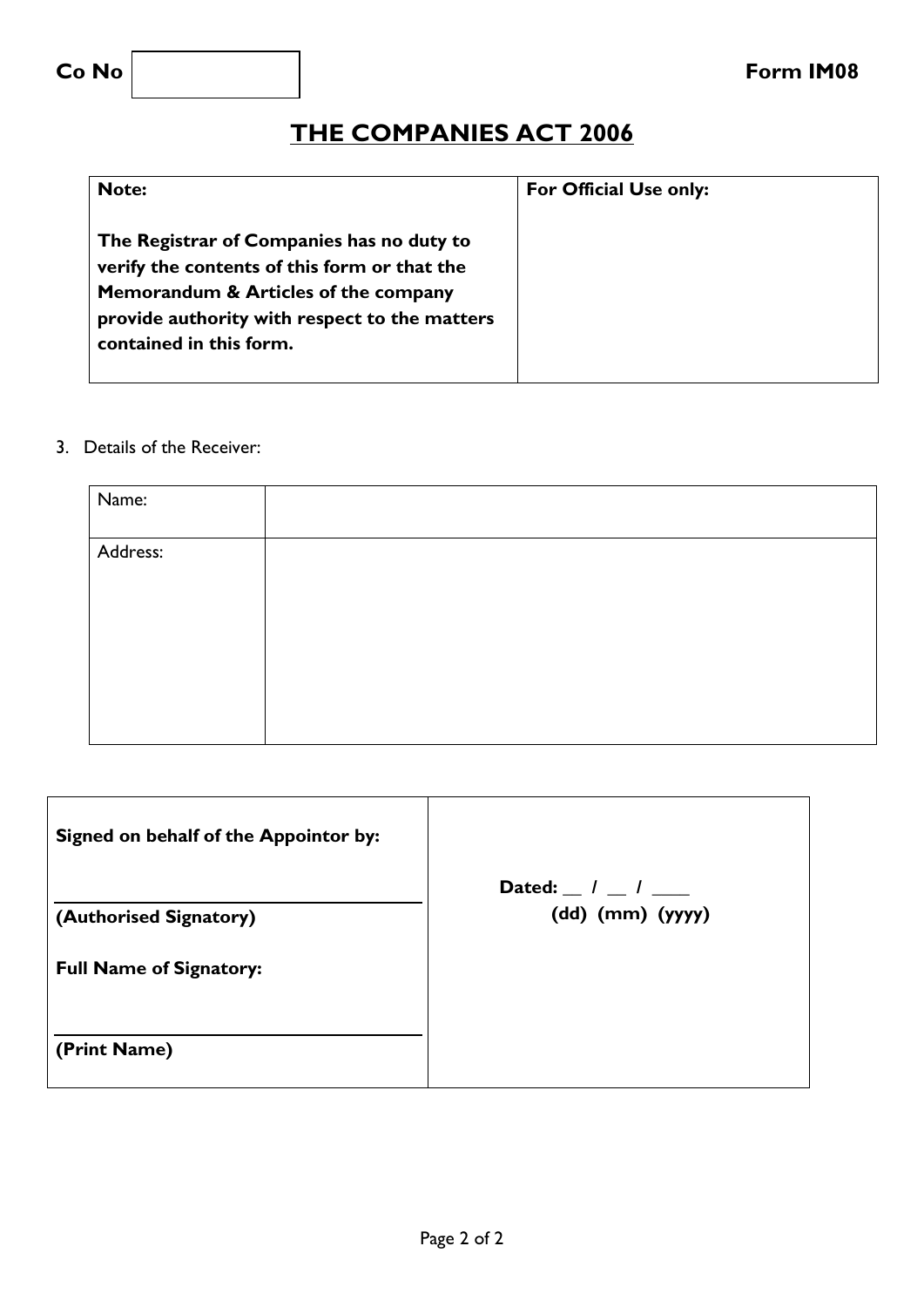**Co No** | | **Form IM08**

# THE COMPANIES ACT 2006

| | |
|---|---|
| **Note:**<br><br>**The Registrar of Companies has no duty to verify the contents of this form or that the Memorandum & Articles of the company provide authority with respect to the matters contained in this form.** | **For Official Use only:** |

3. Details of the Receiver:

| | |
|---|---|
| Name: | |
| Address: | |

| | |
|---|---|
| **Signed on behalf of the Appointor by:**<br><br>______________________<br>**(Authorised Signatory)**<br><br>**Full Name of Signatory:**<br><br>______________________<br>**(Print Name)** | **Dated: __ / __ / ____**<br>**(dd) (mm) (yyyy)** |